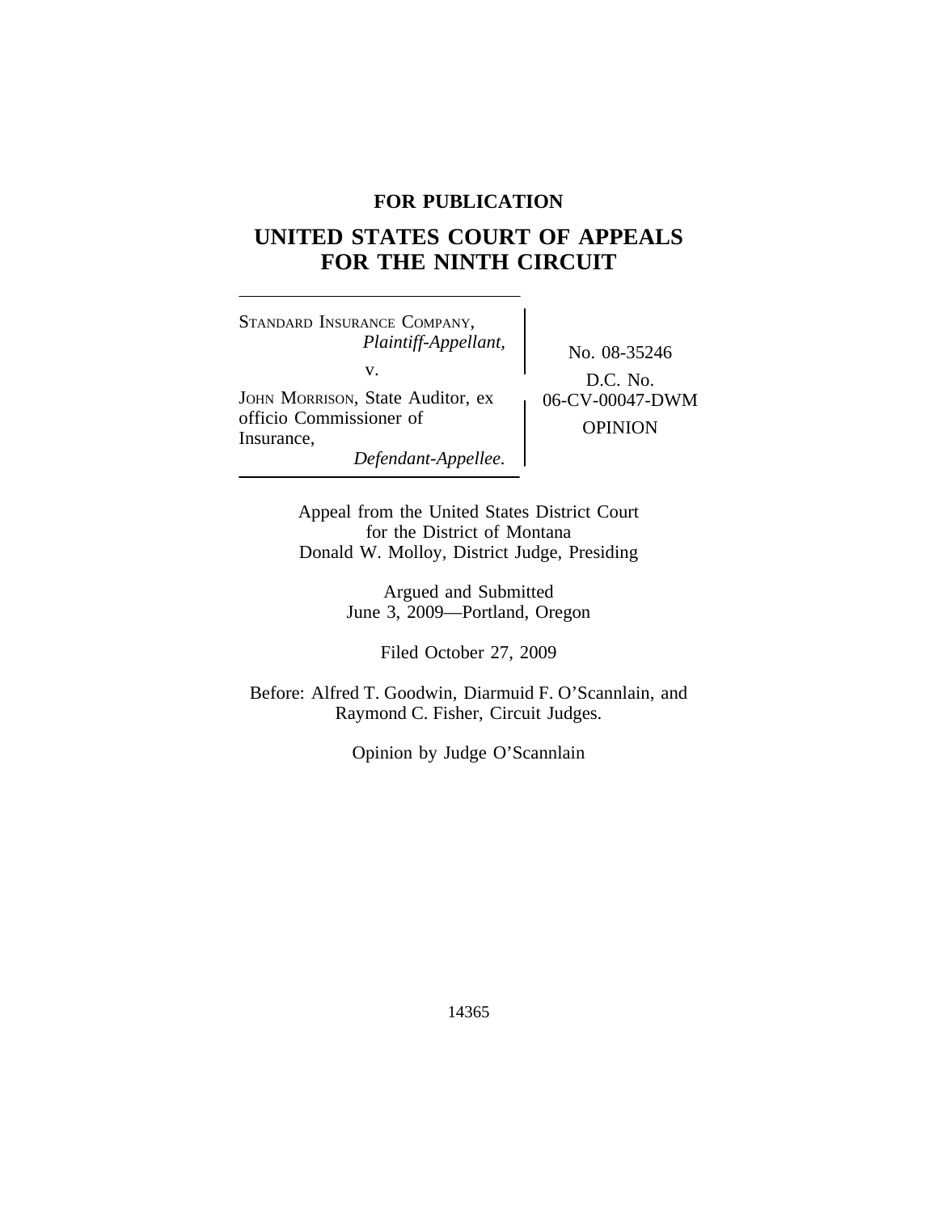**FOR PUBLICATION**

# UNITED STATES COURT OF APPEALS FOR THE NINTH CIRCUIT

STANDARD INSURANCE COMPANY,
*Plaintiff-Appellant,*

v.

JOHN MORRISON, State Auditor, ex officio Commissioner of Insurance,
*Defendant-Appellee.*

No. 08-35246

D.C. No. 06-CV-00047-DWM

OPINION

Appeal from the United States District Court
for the District of Montana
Donald W. Molloy, District Judge, Presiding

Argued and Submitted
June 3, 2009—Portland, Oregon

Filed October 27, 2009

Before: Alfred T. Goodwin, Diarmuid F. O'Scannlain, and Raymond C. Fisher, Circuit Judges.

Opinion by Judge O'Scannlain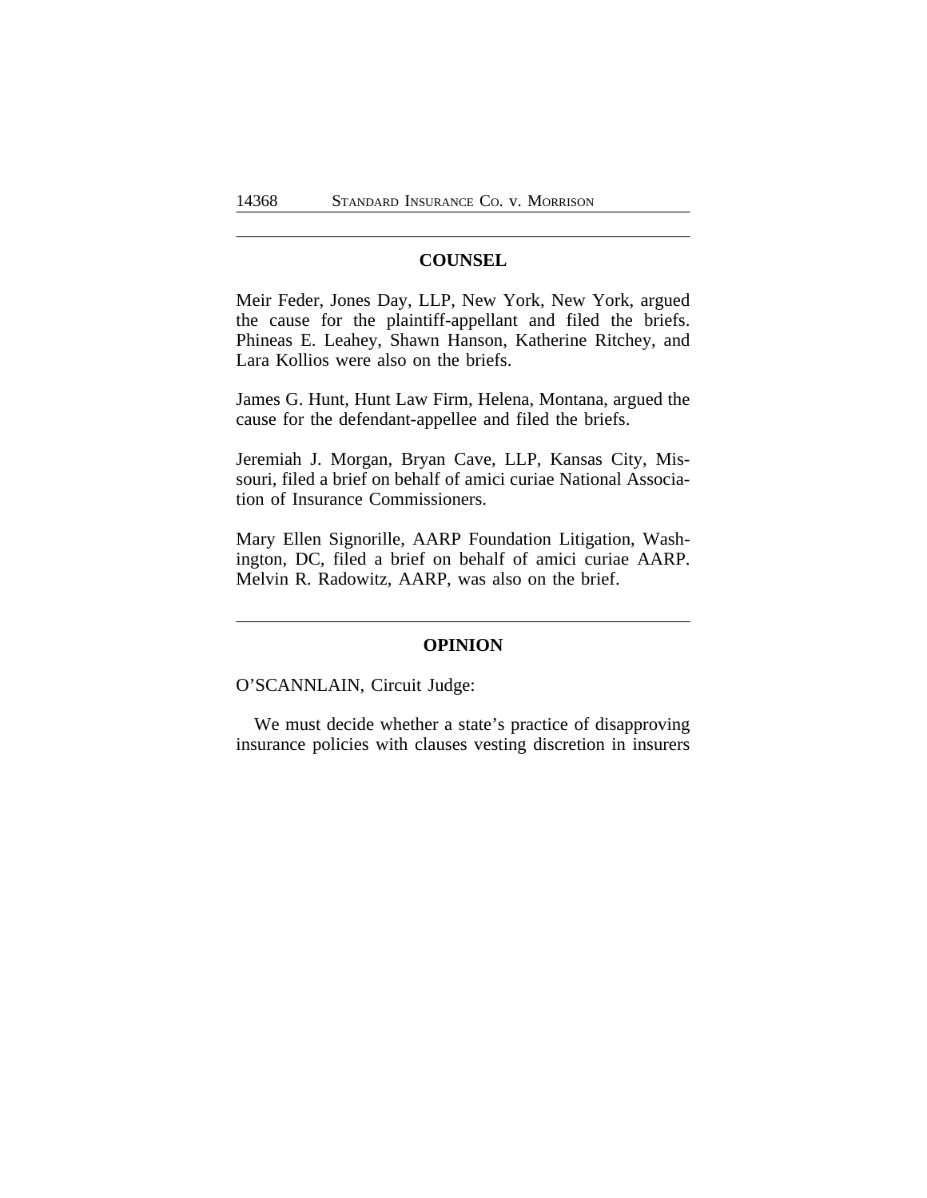## COUNSEL

Meir Feder, Jones Day, LLP, New York, New York, argued the cause for the plaintiff-appellant and filed the briefs. Phineas E. Leahey, Shawn Hanson, Katherine Ritchey, and Lara Kollios were also on the briefs.

James G. Hunt, Hunt Law Firm, Helena, Montana, argued the cause for the defendant-appellee and filed the briefs.

Jeremiah J. Morgan, Bryan Cave, LLP, Kansas City, Missouri, filed a brief on behalf of amici curiae National Association of Insurance Commissioners.

Mary Ellen Signorille, AARP Foundation Litigation, Washington, DC, filed a brief on behalf of amici curiae AARP. Melvin R. Radowitz, AARP, was also on the brief.

## OPINION

O'SCANNLAIN, Circuit Judge:

We must decide whether a state's practice of disapproving insurance policies with clauses vesting discretion in insurers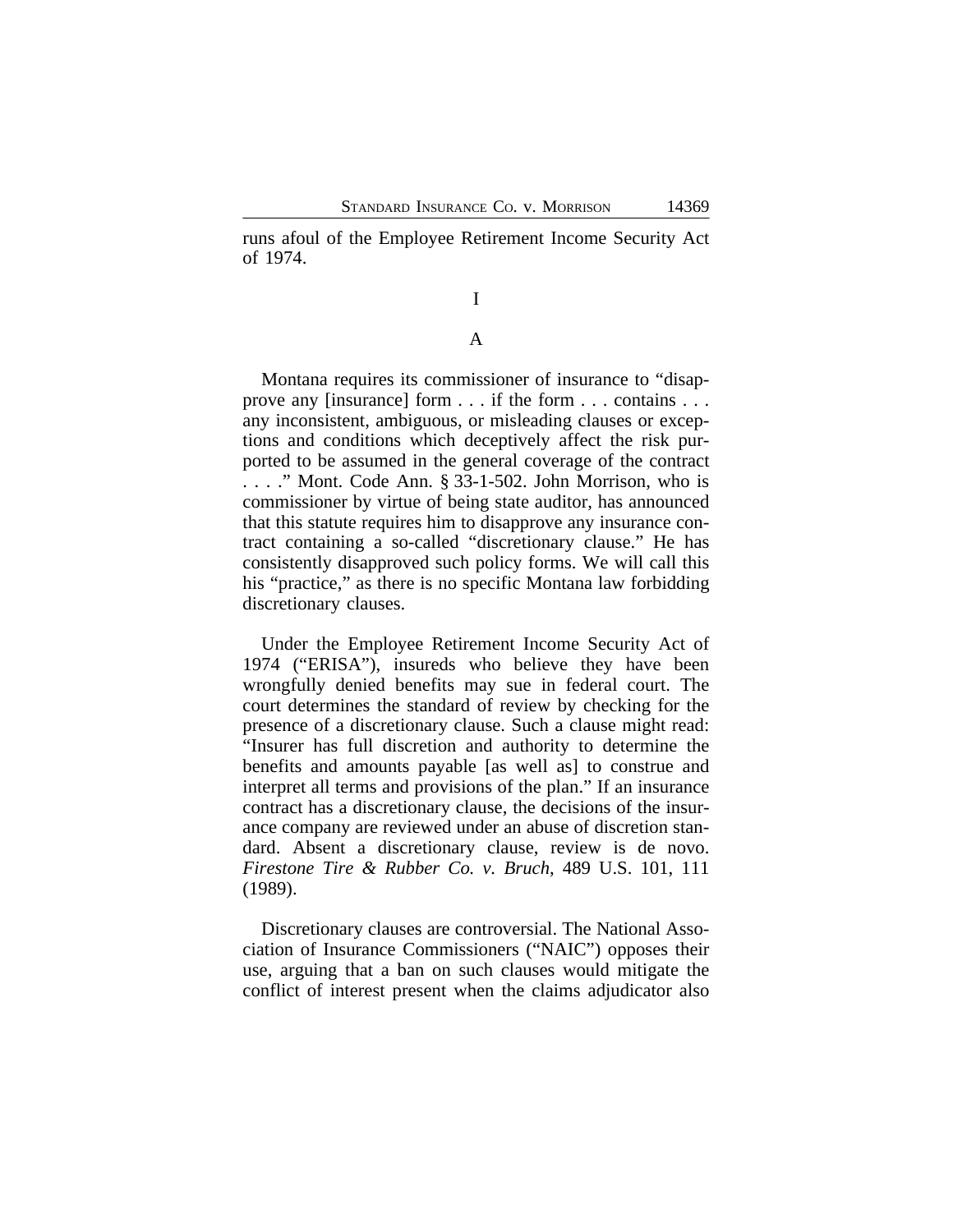runs afoul of the Employee Retirement Income Security Act of 1974.

# I

## A

Montana requires its commissioner of insurance to "disapprove any [insurance] form . . . if the form . . . contains . . . any inconsistent, ambiguous, or misleading clauses or exceptions and conditions which deceptively affect the risk purported to be assumed in the general coverage of the contract . . . ." Mont. Code Ann. § 33-1-502. John Morrison, who is commissioner by virtue of being state auditor, has announced that this statute requires him to disapprove any insurance contract containing a so-called "discretionary clause." He has consistently disapproved such policy forms. We will call this his "practice," as there is no specific Montana law forbidding discretionary clauses.

Under the Employee Retirement Income Security Act of 1974 ("ERISA"), insureds who believe they have been wrongfully denied benefits may sue in federal court. The court determines the standard of review by checking for the presence of a discretionary clause. Such a clause might read: "Insurer has full discretion and authority to determine the benefits and amounts payable [as well as] to construe and interpret all terms and provisions of the plan." If an insurance contract has a discretionary clause, the decisions of the insurance company are reviewed under an abuse of discretion standard. Absent a discretionary clause, review is de novo. *Firestone Tire & Rubber Co. v. Bruch*, 489 U.S. 101, 111 (1989).

Discretionary clauses are controversial. The National Association of Insurance Commissioners ("NAIC") opposes their use, arguing that a ban on such clauses would mitigate the conflict of interest present when the claims adjudicator also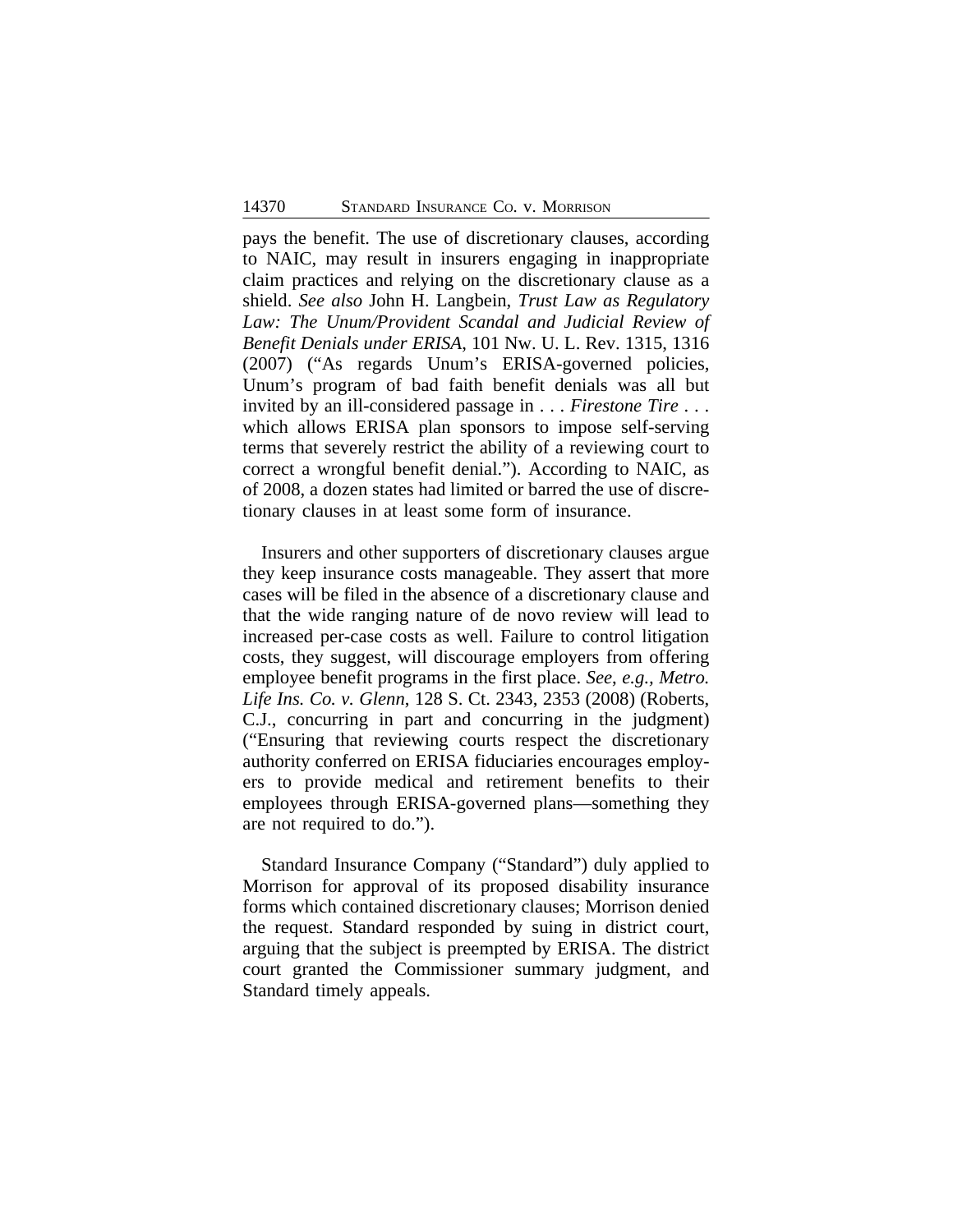pays the benefit. The use of discretionary clauses, according to NAIC, may result in insurers engaging in inappropriate claim practices and relying on the discretionary clause as a shield. *See also* John H. Langbein, *Trust Law as Regulatory Law: The Unum/Provident Scandal and Judicial Review of Benefit Denials under ERISA*, 101 Nw. U. L. Rev. 1315, 1316 (2007) ("As regards Unum's ERISA-governed policies, Unum's program of bad faith benefit denials was all but invited by an ill-considered passage in . . . *Firestone Tire* . . . which allows ERISA plan sponsors to impose self-serving terms that severely restrict the ability of a reviewing court to correct a wrongful benefit denial."). According to NAIC, as of 2008, a dozen states had limited or barred the use of discretionary clauses in at least some form of insurance.

Insurers and other supporters of discretionary clauses argue they keep insurance costs manageable. They assert that more cases will be filed in the absence of a discretionary clause and that the wide ranging nature of de novo review will lead to increased per-case costs as well. Failure to control litigation costs, they suggest, will discourage employers from offering employee benefit programs in the first place. *See, e.g.*, *Metro. Life Ins. Co. v. Glenn*, 128 S. Ct. 2343, 2353 (2008) (Roberts, C.J., concurring in part and concurring in the judgment) ("Ensuring that reviewing courts respect the discretionary authority conferred on ERISA fiduciaries encourages employers to provide medical and retirement benefits to their employees through ERISA-governed plans—something they are not required to do.").

Standard Insurance Company ("Standard") duly applied to Morrison for approval of its proposed disability insurance forms which contained discretionary clauses; Morrison denied the request. Standard responded by suing in district court, arguing that the subject is preempted by ERISA. The district court granted the Commissioner summary judgment, and Standard timely appeals.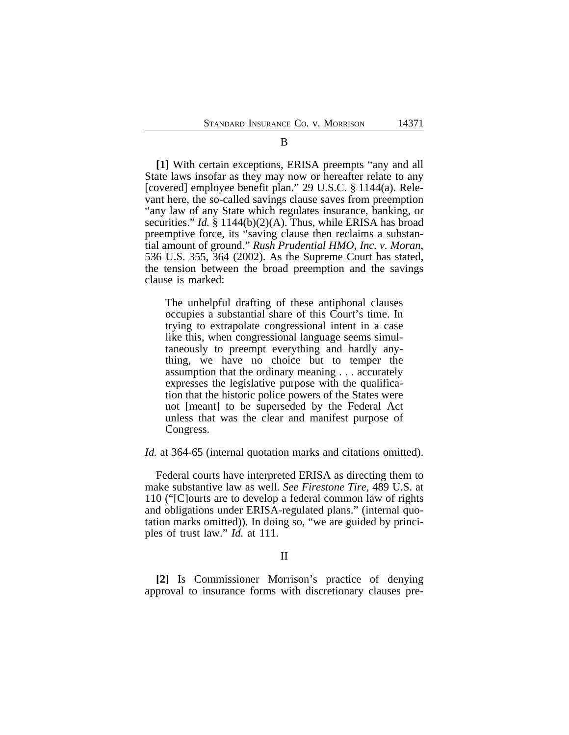B

**[1]** With certain exceptions, ERISA preempts "any and all State laws insofar as they may now or hereafter relate to any [covered] employee benefit plan." 29 U.S.C. § 1144(a). Relevant here, the so-called savings clause saves from preemption "any law of any State which regulates insurance, banking, or securities." *Id.* § 1144(b)(2)(A). Thus, while ERISA has broad preemptive force, its "saving clause then reclaims a substantial amount of ground." *Rush Prudential HMO, Inc. v. Moran*, 536 U.S. 355, 364 (2002). As the Supreme Court has stated, the tension between the broad preemption and the savings clause is marked:

> The unhelpful drafting of these antiphonal clauses occupies a substantial share of this Court's time. In trying to extrapolate congressional intent in a case like this, when congressional language seems simultaneously to preempt everything and hardly anything, we have no choice but to temper the assumption that the ordinary meaning . . . accurately expresses the legislative purpose with the qualification that the historic police powers of the States were not [meant] to be superseded by the Federal Act unless that was the clear and manifest purpose of Congress.

*Id.* at 364-65 (internal quotation marks and citations omitted).

Federal courts have interpreted ERISA as directing them to make substantive law as well. *See Firestone Tire*, 489 U.S. at 110 ("[C]ourts are to develop a federal common law of rights and obligations under ERISA-regulated plans." (internal quotation marks omitted)). In doing so, "we are guided by principles of trust law." *Id.* at 111.

II

**[2]** Is Commissioner Morrison's practice of denying approval to insurance forms with discretionary clauses pre-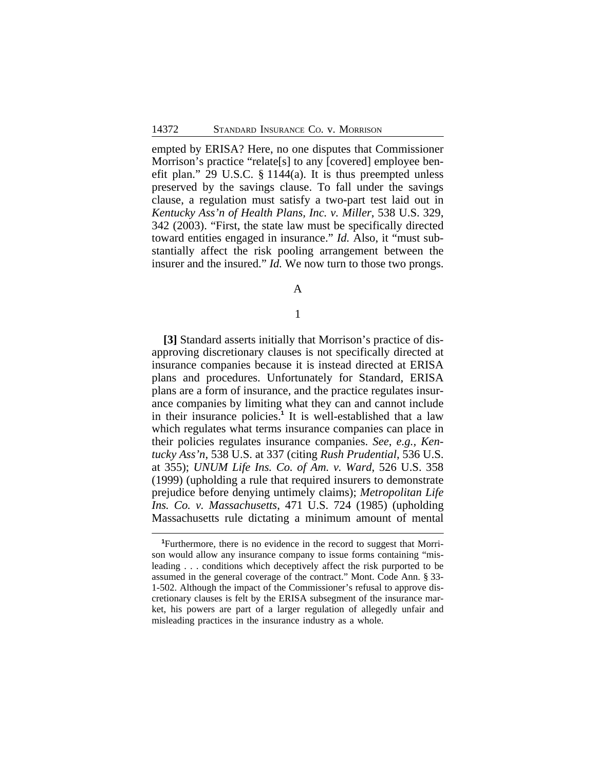empted by ERISA? Here, no one disputes that Commissioner Morrison's practice "relate[s] to any [covered] employee benefit plan." 29 U.S.C. § 1144(a). It is thus preempted unless preserved by the savings clause. To fall under the savings clause, a regulation must satisfy a two-part test laid out in *Kentucky Ass'n of Health Plans, Inc. v. Miller*, 538 U.S. 329, 342 (2003). "First, the state law must be specifically directed toward entities engaged in insurance." *Id.* Also, it "must substantially affect the risk pooling arrangement between the insurer and the insured." *Id.* We now turn to those two prongs.

A

1

**[3]** Standard asserts initially that Morrison's practice of disapproving discretionary clauses is not specifically directed at insurance companies because it is instead directed at ERISA plans and procedures. Unfortunately for Standard, ERISA plans are a form of insurance, and the practice regulates insurance companies by limiting what they can and cannot include in their insurance policies.[1] It is well-established that a law which regulates what terms insurance companies can place in their policies regulates insurance companies. *See*, *e.g.*, *Kentucky Ass'n*, 538 U.S. at 337 (citing *Rush Prudential*, 536 U.S. at 355); *UNUM Life Ins. Co. of Am. v. Ward*, 526 U.S. 358 (1999) (upholding a rule that required insurers to demonstrate prejudice before denying untimely claims); *Metropolitan Life Ins. Co. v. Massachusetts*, 471 U.S. 724 (1985) (upholding Massachusetts rule dictating a minimum amount of mental

[1]Furthermore, there is no evidence in the record to suggest that Morrison would allow any insurance company to issue forms containing "misleading . . . conditions which deceptively affect the risk purported to be assumed in the general coverage of the contract." Mont. Code Ann. § 33-1-502. Although the impact of the Commissioner's refusal to approve discretionary clauses is felt by the ERISA subsegment of the insurance market, his powers are part of a larger regulation of allegedly unfair and misleading practices in the insurance industry as a whole.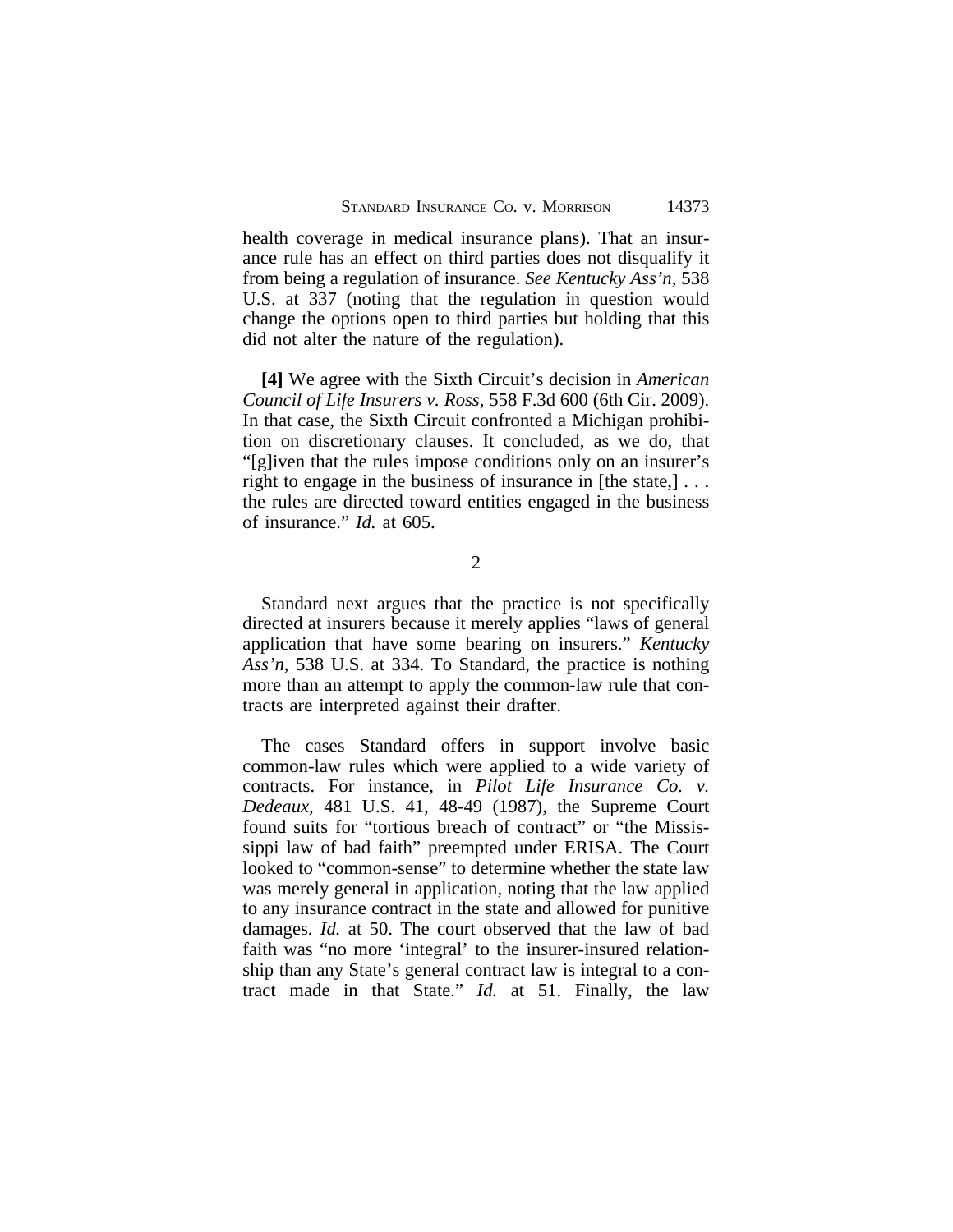health coverage in medical insurance plans). That an insurance rule has an effect on third parties does not disqualify it from being a regulation of insurance. *See Kentucky Ass'n*, 538 U.S. at 337 (noting that the regulation in question would change the options open to third parties but holding that this did not alter the nature of the regulation).

**[4]** We agree with the Sixth Circuit's decision in *American Council of Life Insurers v. Ross*, 558 F.3d 600 (6th Cir. 2009). In that case, the Sixth Circuit confronted a Michigan prohibition on discretionary clauses. It concluded, as we do, that "[g]iven that the rules impose conditions only on an insurer's right to engage in the business of insurance in [the state,] . . . the rules are directed toward entities engaged in the business of insurance." *Id.* at 605.

2

Standard next argues that the practice is not specifically directed at insurers because it merely applies "laws of general application that have some bearing on insurers." *Kentucky Ass'n*, 538 U.S. at 334. To Standard, the practice is nothing more than an attempt to apply the common-law rule that contracts are interpreted against their drafter.

The cases Standard offers in support involve basic common-law rules which were applied to a wide variety of contracts. For instance, in *Pilot Life Insurance Co. v. Dedeaux,* 481 U.S. 41, 48-49 (1987), the Supreme Court found suits for "tortious breach of contract" or "the Mississippi law of bad faith" preempted under ERISA. The Court looked to "common-sense" to determine whether the state law was merely general in application, noting that the law applied to any insurance contract in the state and allowed for punitive damages. *Id.* at 50. The court observed that the law of bad faith was "no more 'integral' to the insurer-insured relationship than any State's general contract law is integral to a contract made in that State." *Id.* at 51. Finally, the law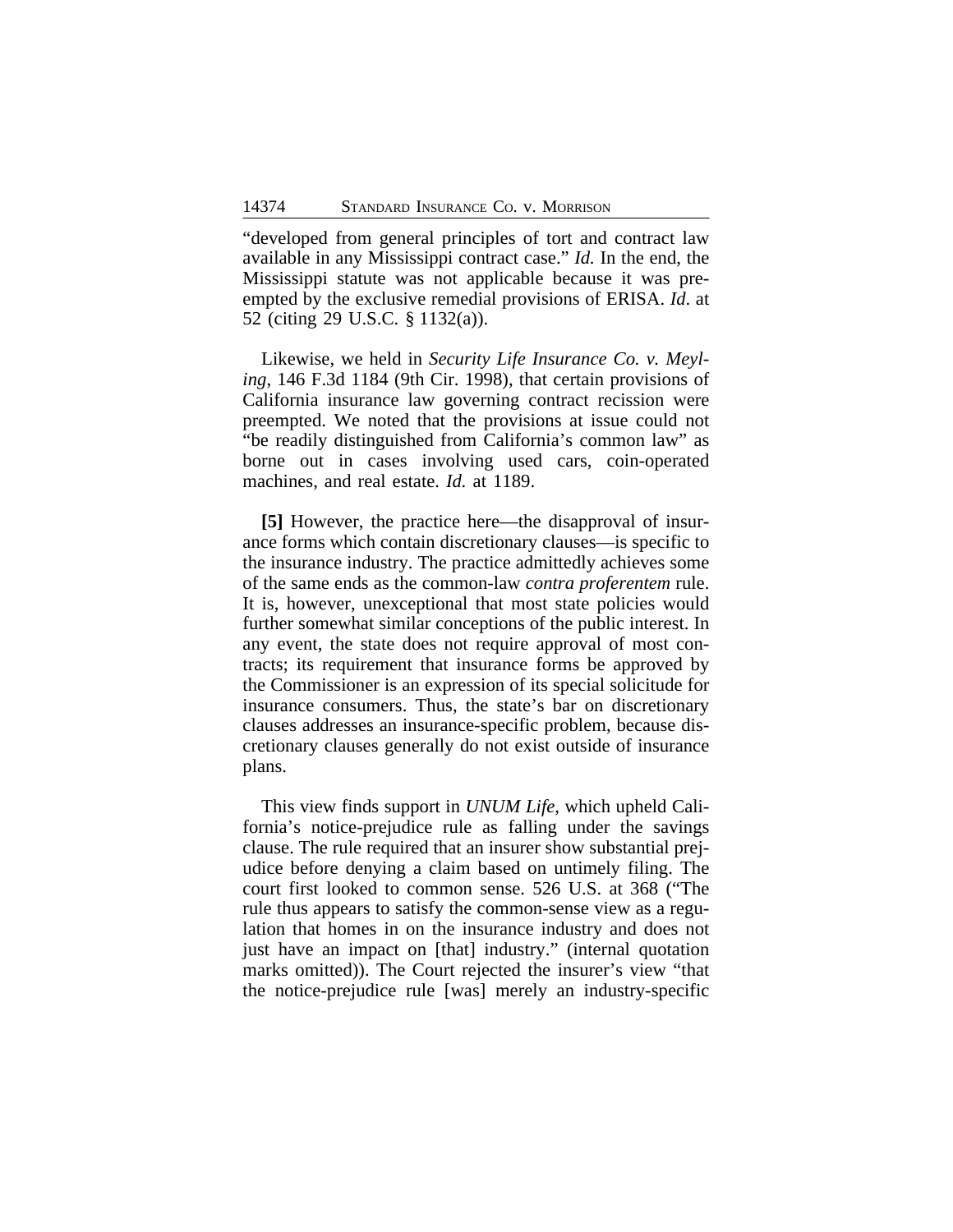"developed from general principles of tort and contract law available in any Mississippi contract case." *Id.* In the end, the Mississippi statute was not applicable because it was preempted by the exclusive remedial provisions of ERISA. *Id*. at 52 (citing 29 U.S.C. § 1132(a)).

Likewise, we held in *Security Life Insurance Co. v. Meyling*, 146 F.3d 1184 (9th Cir. 1998), that certain provisions of California insurance law governing contract recission were preempted. We noted that the provisions at issue could not "be readily distinguished from California's common law" as borne out in cases involving used cars, coin-operated machines, and real estate. *Id.* at 1189.

**[5]** However, the practice here—the disapproval of insurance forms which contain discretionary clauses—is specific to the insurance industry. The practice admittedly achieves some of the same ends as the common-law *contra proferentem* rule. It is, however, unexceptional that most state policies would further somewhat similar conceptions of the public interest. In any event, the state does not require approval of most contracts; its requirement that insurance forms be approved by the Commissioner is an expression of its special solicitude for insurance consumers. Thus, the state's bar on discretionary clauses addresses an insurance-specific problem, because discretionary clauses generally do not exist outside of insurance plans.

This view finds support in *UNUM Life*, which upheld California's notice-prejudice rule as falling under the savings clause. The rule required that an insurer show substantial prejudice before denying a claim based on untimely filing. The court first looked to common sense. 526 U.S. at 368 ("The rule thus appears to satisfy the common-sense view as a regulation that homes in on the insurance industry and does not just have an impact on [that] industry." (internal quotation marks omitted)). The Court rejected the insurer's view "that the notice-prejudice rule [was] merely an industry-specific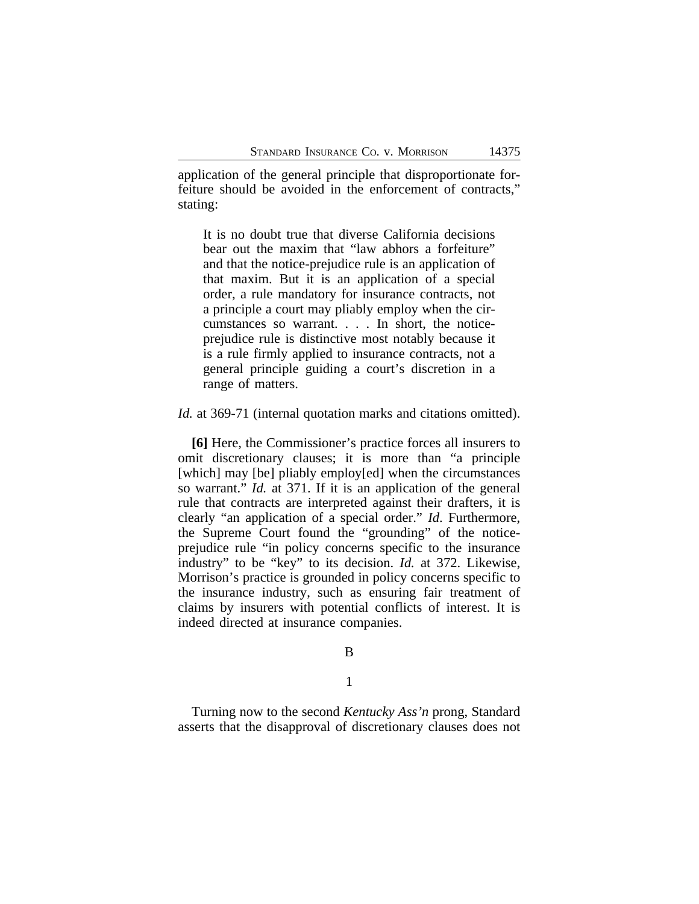application of the general principle that disproportionate forfeiture should be avoided in the enforcement of contracts," stating:

> It is no doubt true that diverse California decisions bear out the maxim that "law abhors a forfeiture" and that the notice-prejudice rule is an application of that maxim. But it is an application of a special order, a rule mandatory for insurance contracts, not a principle a court may pliably employ when the circumstances so warrant. . . . In short, the notice-prejudice rule is distinctive most notably because it is a rule firmly applied to insurance contracts, not a general principle guiding a court's discretion in a range of matters.

*Id.* at 369-71 (internal quotation marks and citations omitted).

**[6]** Here, the Commissioner's practice forces all insurers to omit discretionary clauses; it is more than "a principle [which] may [be] pliably employ[ed] when the circumstances so warrant." *Id.* at 371. If it is an application of the general rule that contracts are interpreted against their drafters, it is clearly "an application of a special order." *Id.* Furthermore, the Supreme Court found the "grounding" of the notice-prejudice rule "in policy concerns specific to the insurance industry" to be "key" to its decision. *Id.* at 372. Likewise, Morrison's practice is grounded in policy concerns specific to the insurance industry, such as ensuring fair treatment of claims by insurers with potential conflicts of interest. It is indeed directed at insurance companies.

B

1

Turning now to the second *Kentucky Ass'n* prong, Standard asserts that the disapproval of discretionary clauses does not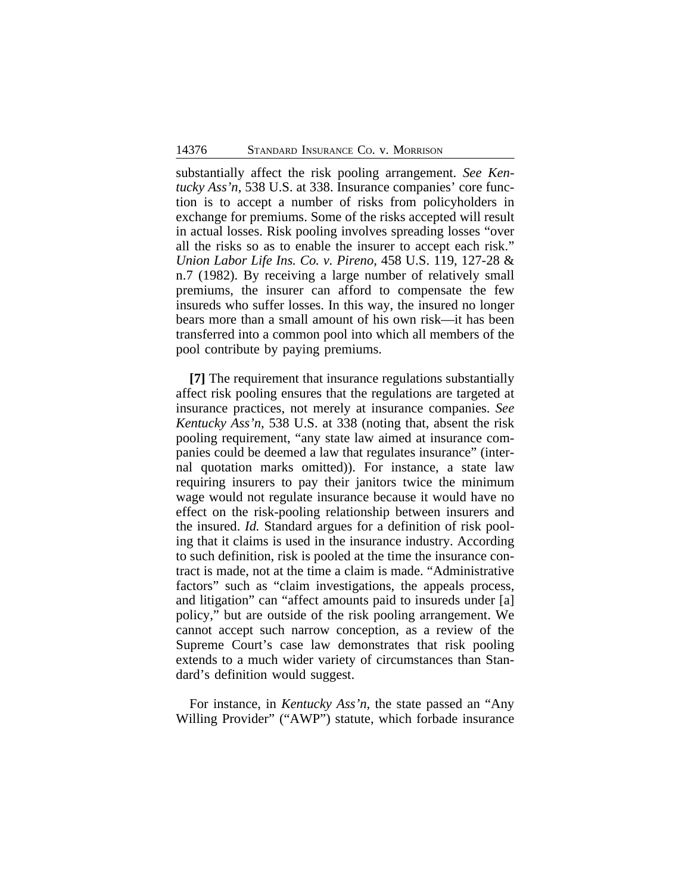substantially affect the risk pooling arrangement. *See Kentucky Ass'n*, 538 U.S. at 338. Insurance companies' core function is to accept a number of risks from policyholders in exchange for premiums. Some of the risks accepted will result in actual losses. Risk pooling involves spreading losses "over all the risks so as to enable the insurer to accept each risk." *Union Labor Life Ins. Co. v. Pireno*, 458 U.S. 119, 127-28 & n.7 (1982). By receiving a large number of relatively small premiums, the insurer can afford to compensate the few insureds who suffer losses. In this way, the insured no longer bears more than a small amount of his own risk—it has been transferred into a common pool into which all members of the pool contribute by paying premiums.

**[7]** The requirement that insurance regulations substantially affect risk pooling ensures that the regulations are targeted at insurance practices, not merely at insurance companies. *See Kentucky Ass'n*, 538 U.S. at 338 (noting that, absent the risk pooling requirement, "any state law aimed at insurance companies could be deemed a law that regulates insurance" (internal quotation marks omitted)). For instance, a state law requiring insurers to pay their janitors twice the minimum wage would not regulate insurance because it would have no effect on the risk-pooling relationship between insurers and the insured. *Id.* Standard argues for a definition of risk pooling that it claims is used in the insurance industry. According to such definition, risk is pooled at the time the insurance contract is made, not at the time a claim is made. "Administrative factors" such as "claim investigations, the appeals process, and litigation" can "affect amounts paid to insureds under [a] policy," but are outside of the risk pooling arrangement. We cannot accept such narrow conception, as a review of the Supreme Court's case law demonstrates that risk pooling extends to a much wider variety of circumstances than Standard's definition would suggest.

For instance, in *Kentucky Ass'n*, the state passed an "Any Willing Provider" ("AWP") statute, which forbade insurance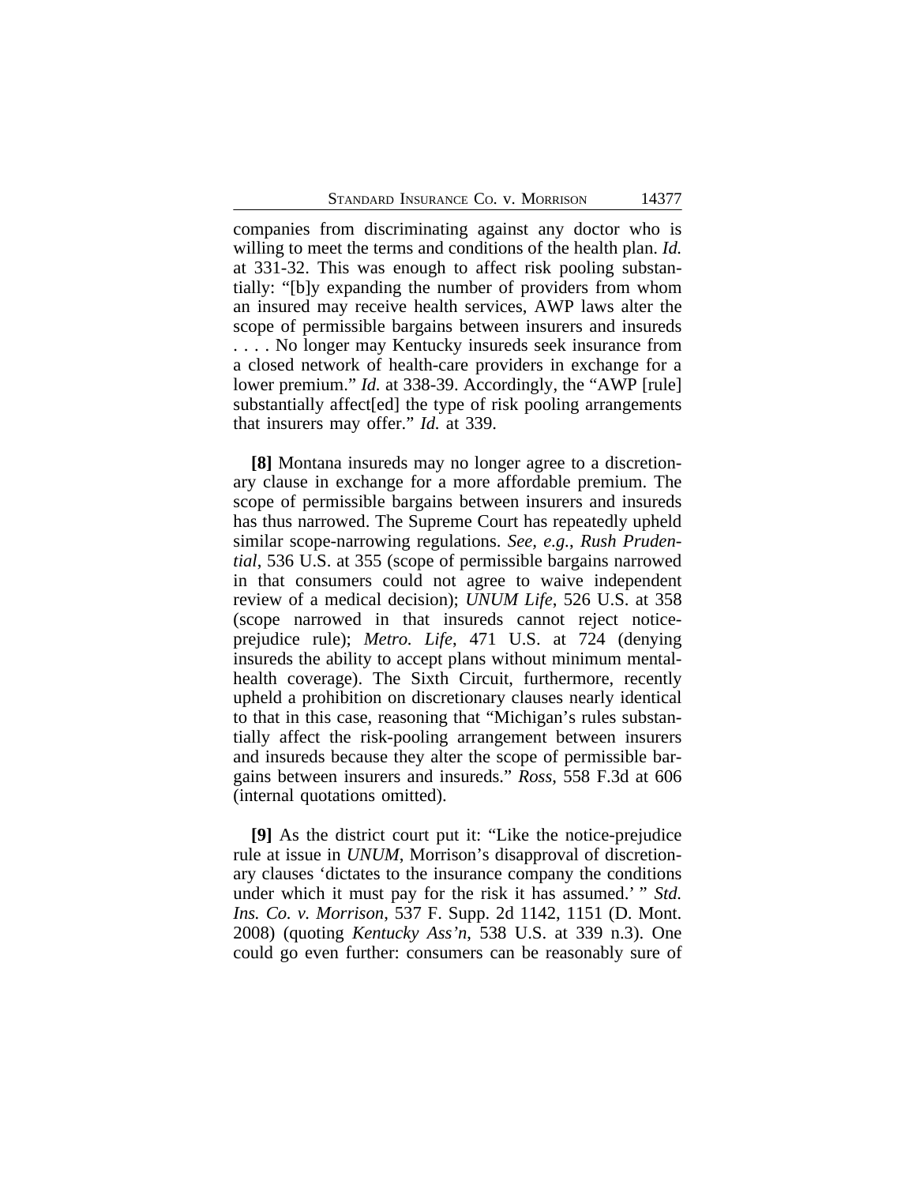companies from discriminating against any doctor who is willing to meet the terms and conditions of the health plan. *Id.* at 331-32. This was enough to affect risk pooling substantially: "[b]y expanding the number of providers from whom an insured may receive health services, AWP laws alter the scope of permissible bargains between insurers and insureds . . . . No longer may Kentucky insureds seek insurance from a closed network of health-care providers in exchange for a lower premium." *Id.* at 338-39. Accordingly, the "AWP [rule] substantially affect[ed] the type of risk pooling arrangements that insurers may offer." *Id.* at 339.

**[8]** Montana insureds may no longer agree to a discretionary clause in exchange for a more affordable premium. The scope of permissible bargains between insurers and insureds has thus narrowed. The Supreme Court has repeatedly upheld similar scope-narrowing regulations. *See, e.g.*, *Rush Prudential*, 536 U.S. at 355 (scope of permissible bargains narrowed in that consumers could not agree to waive independent review of a medical decision); *UNUM Life*, 526 U.S. at 358 (scope narrowed in that insureds cannot reject notice-prejudice rule); *Metro. Life*, 471 U.S. at 724 (denying insureds the ability to accept plans without minimum mental-health coverage). The Sixth Circuit, furthermore, recently upheld a prohibition on discretionary clauses nearly identical to that in this case, reasoning that "Michigan's rules substantially affect the risk-pooling arrangement between insurers and insureds because they alter the scope of permissible bargains between insurers and insureds." *Ross*, 558 F.3d at 606 (internal quotations omitted).

**[9]** As the district court put it: "Like the notice-prejudice rule at issue in *UNUM*, Morrison's disapproval of discretionary clauses 'dictates to the insurance company the conditions under which it must pay for the risk it has assumed.' " *Std. Ins. Co. v. Morrison*, 537 F. Supp. 2d 1142, 1151 (D. Mont. 2008) (quoting *Kentucky Ass'n*, 538 U.S. at 339 n.3). One could go even further: consumers can be reasonably sure of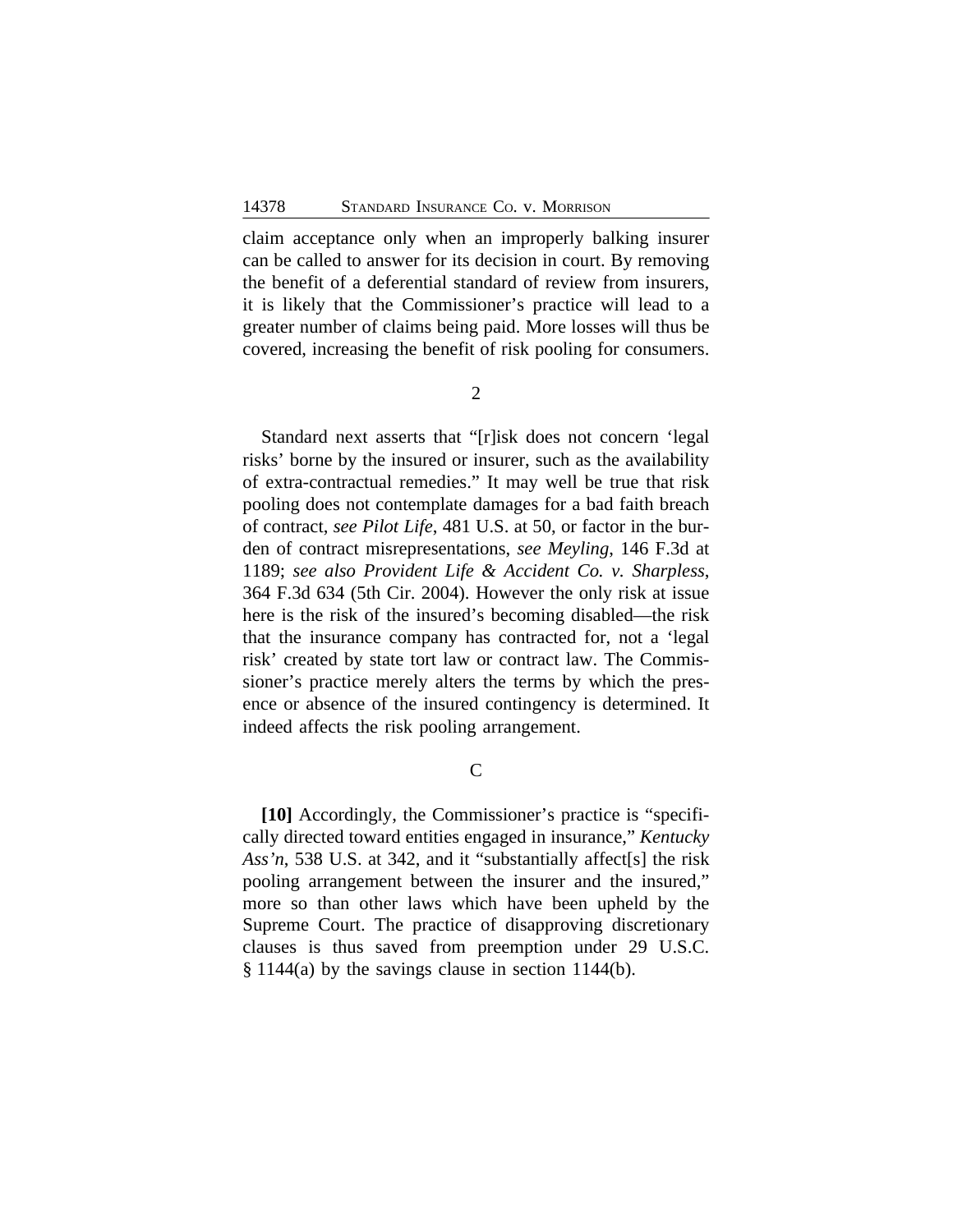claim acceptance only when an improperly balking insurer can be called to answer for its decision in court. By removing the benefit of a deferential standard of review from insurers, it is likely that the Commissioner's practice will lead to a greater number of claims being paid. More losses will thus be covered, increasing the benefit of risk pooling for consumers.

2

Standard next asserts that "[r]isk does not concern 'legal risks' borne by the insured or insurer, such as the availability of extra-contractual remedies." It may well be true that risk pooling does not contemplate damages for a bad faith breach of contract, *see Pilot Life*, 481 U.S. at 50, or factor in the burden of contract misrepresentations, *see Meyling*, 146 F.3d at 1189; *see also Provident Life & Accident Co. v. Sharpless*, 364 F.3d 634 (5th Cir. 2004). However the only risk at issue here is the risk of the insured's becoming disabled—the risk that the insurance company has contracted for, not a 'legal risk' created by state tort law or contract law. The Commissioner's practice merely alters the terms by which the presence or absence of the insured contingency is determined. It indeed affects the risk pooling arrangement.

C

**[10]** Accordingly, the Commissioner's practice is "specifically directed toward entities engaged in insurance," *Kentucky Ass'n*, 538 U.S. at 342, and it "substantially affect[s] the risk pooling arrangement between the insurer and the insured," more so than other laws which have been upheld by the Supreme Court. The practice of disapproving discretionary clauses is thus saved from preemption under 29 U.S.C. § 1144(a) by the savings clause in section 1144(b).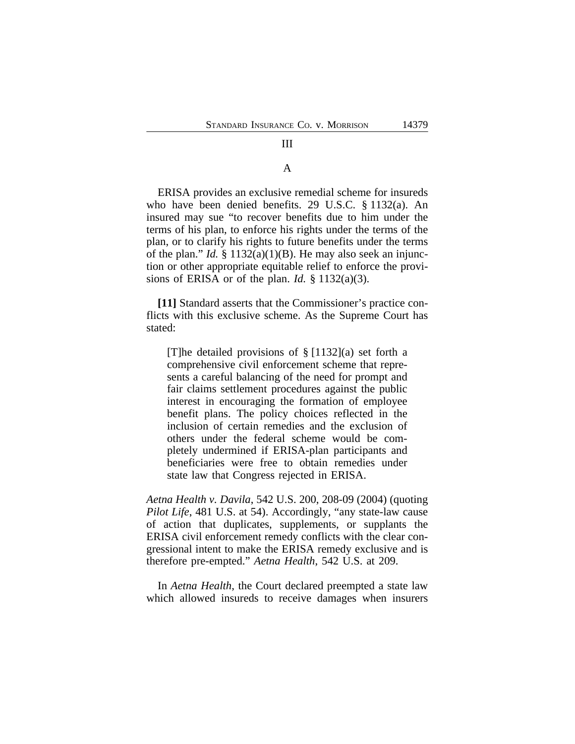## III

### A

ERISA provides an exclusive remedial scheme for insureds who have been denied benefits. 29 U.S.C. § 1132(a). An insured may sue "to recover benefits due to him under the terms of his plan, to enforce his rights under the terms of the plan, or to clarify his rights to future benefits under the terms of the plan." *Id.* § 1132(a)(1)(B). He may also seek an injunction or other appropriate equitable relief to enforce the provisions of ERISA or of the plan. *Id.* § 1132(a)(3).

**[11]** Standard asserts that the Commissioner's practice conflicts with this exclusive scheme. As the Supreme Court has stated:

> [T]he detailed provisions of § [1132](a) set forth a comprehensive civil enforcement scheme that represents a careful balancing of the need for prompt and fair claims settlement procedures against the public interest in encouraging the formation of employee benefit plans. The policy choices reflected in the inclusion of certain remedies and the exclusion of others under the federal scheme would be completely undermined if ERISA-plan participants and beneficiaries were free to obtain remedies under state law that Congress rejected in ERISA.

*Aetna Health v. Davila*, 542 U.S. 200, 208-09 (2004) (quoting *Pilot Life*, 481 U.S. at 54). Accordingly, "any state-law cause of action that duplicates, supplements, or supplants the ERISA civil enforcement remedy conflicts with the clear congressional intent to make the ERISA remedy exclusive and is therefore pre-empted." *Aetna Health*, 542 U.S. at 209.

In *Aetna Health*, the Court declared preempted a state law which allowed insureds to receive damages when insurers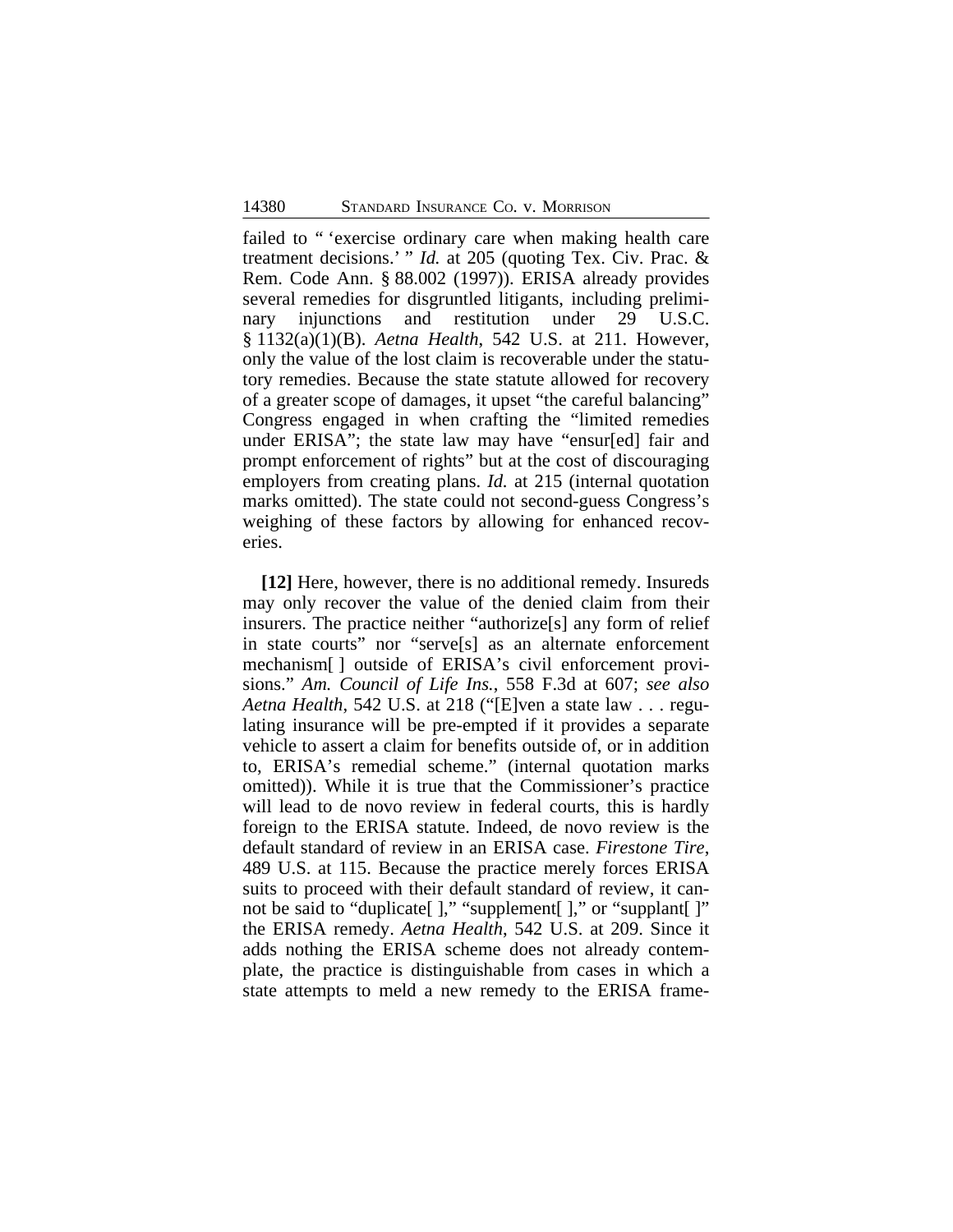failed to " 'exercise ordinary care when making health care treatment decisions.' " *Id.* at 205 (quoting Tex. Civ. Prac. & Rem. Code Ann. § 88.002 (1997)). ERISA already provides several remedies for disgruntled litigants, including preliminary injunctions and restitution under 29 U.S.C. § 1132(a)(1)(B). *Aetna Health*, 542 U.S. at 211. However, only the value of the lost claim is recoverable under the statutory remedies. Because the state statute allowed for recovery of a greater scope of damages, it upset "the careful balancing" Congress engaged in when crafting the "limited remedies under ERISA"; the state law may have "ensur[ed] fair and prompt enforcement of rights" but at the cost of discouraging employers from creating plans. *Id.* at 215 (internal quotation marks omitted). The state could not second-guess Congress's weighing of these factors by allowing for enhanced recoveries.

**[12]** Here, however, there is no additional remedy. Insureds may only recover the value of the denied claim from their insurers. The practice neither "authorize[s] any form of relief in state courts" nor "serve[s] as an alternate enforcement mechanism[ ] outside of ERISA's civil enforcement provisions." *Am. Council of Life Ins.*, 558 F.3d at 607; *see also Aetna Health*, 542 U.S. at 218 ("[E]ven a state law . . . regulating insurance will be pre-empted if it provides a separate vehicle to assert a claim for benefits outside of, or in addition to, ERISA's remedial scheme." (internal quotation marks omitted)). While it is true that the Commissioner's practice will lead to de novo review in federal courts, this is hardly foreign to the ERISA statute. Indeed, de novo review is the default standard of review in an ERISA case. *Firestone Tire*, 489 U.S. at 115. Because the practice merely forces ERISA suits to proceed with their default standard of review, it cannot be said to "duplicate[ ]," "supplement[ ]," or "supplant[ ]" the ERISA remedy. *Aetna Health*, 542 U.S. at 209. Since it adds nothing the ERISA scheme does not already contemplate, the practice is distinguishable from cases in which a state attempts to meld a new remedy to the ERISA frame-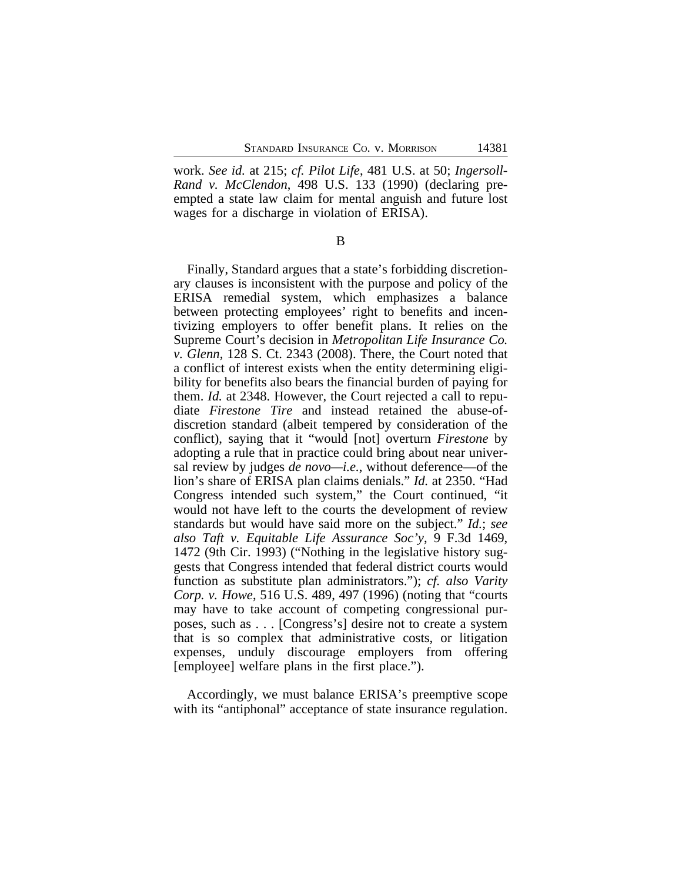work. *See id.* at 215; *cf. Pilot Life*, 481 U.S. at 50; *Ingersoll-Rand v. McClendon*, 498 U.S. 133 (1990) (declaring preempted a state law claim for mental anguish and future lost wages for a discharge in violation of ERISA).

B

Finally, Standard argues that a state's forbidding discretionary clauses is inconsistent with the purpose and policy of the ERISA remedial system, which emphasizes a balance between protecting employees' right to benefits and incentivizing employers to offer benefit plans. It relies on the Supreme Court's decision in *Metropolitan Life Insurance Co. v. Glenn*, 128 S. Ct. 2343 (2008). There, the Court noted that a conflict of interest exists when the entity determining eligibility for benefits also bears the financial burden of paying for them. *Id.* at 2348. However, the Court rejected a call to repudiate *Firestone Tire* and instead retained the abuse-of-discretion standard (albeit tempered by consideration of the conflict), saying that it "would [not] overturn *Firestone* by adopting a rule that in practice could bring about near universal review by judges *de novo*—*i.e.*, without deference—of the lion's share of ERISA plan claims denials." *Id.* at 2350. "Had Congress intended such system," the Court continued, "it would not have left to the courts the development of review standards but would have said more on the subject." *Id.*; *see also Taft v. Equitable Life Assurance Soc'y*, 9 F.3d 1469, 1472 (9th Cir. 1993) ("Nothing in the legislative history suggests that Congress intended that federal district courts would function as substitute plan administrators."); *cf. also Varity Corp. v. Howe*, 516 U.S. 489, 497 (1996) (noting that "courts may have to take account of competing congressional purposes, such as . . . [Congress's] desire not to create a system that is so complex that administrative costs, or litigation expenses, unduly discourage employers from offering [employee] welfare plans in the first place.").

Accordingly, we must balance ERISA's preemptive scope with its "antiphonal" acceptance of state insurance regulation.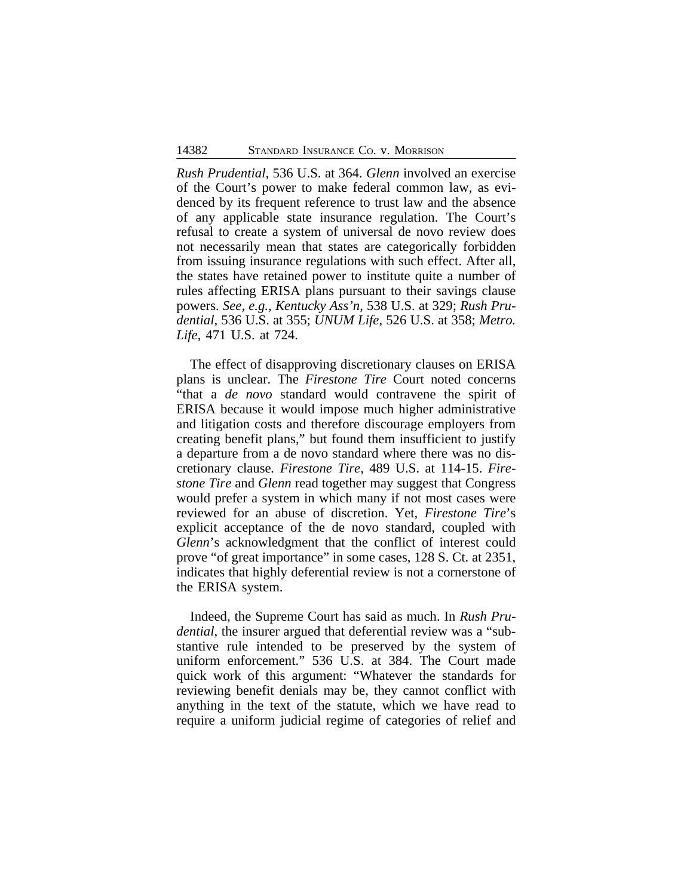*Rush Prudential*, 536 U.S. at 364. *Glenn* involved an exercise of the Court's power to make federal common law, as evidenced by its frequent reference to trust law and the absence of any applicable state insurance regulation. The Court's refusal to create a system of universal de novo review does not necessarily mean that states are categorically forbidden from issuing insurance regulations with such effect. After all, the states have retained power to institute quite a number of rules affecting ERISA plans pursuant to their savings clause powers. *See, e.g.*, *Kentucky Ass'n*, 538 U.S. at 329; *Rush Prudential*, 536 U.S. at 355; *UNUM Life*, 526 U.S. at 358; *Metro. Life*, 471 U.S. at 724.

The effect of disapproving discretionary clauses on ERISA plans is unclear. The *Firestone Tire* Court noted concerns "that a *de novo* standard would contravene the spirit of ERISA because it would impose much higher administrative and litigation costs and therefore discourage employers from creating benefit plans," but found them insufficient to justify a departure from a de novo standard where there was no discretionary clause. *Firestone Tire*, 489 U.S. at 114-15. *Firestone Tire* and *Glenn* read together may suggest that Congress would prefer a system in which many if not most cases were reviewed for an abuse of discretion. Yet, *Firestone Tire*'s explicit acceptance of the de novo standard, coupled with *Glenn*'s acknowledgment that the conflict of interest could prove "of great importance" in some cases, 128 S. Ct. at 2351, indicates that highly deferential review is not a cornerstone of the ERISA system.

Indeed, the Supreme Court has said as much. In *Rush Prudential*, the insurer argued that deferential review was a "substantive rule intended to be preserved by the system of uniform enforcement." 536 U.S. at 384. The Court made quick work of this argument: "Whatever the standards for reviewing benefit denials may be, they cannot conflict with anything in the text of the statute, which we have read to require a uniform judicial regime of categories of relief and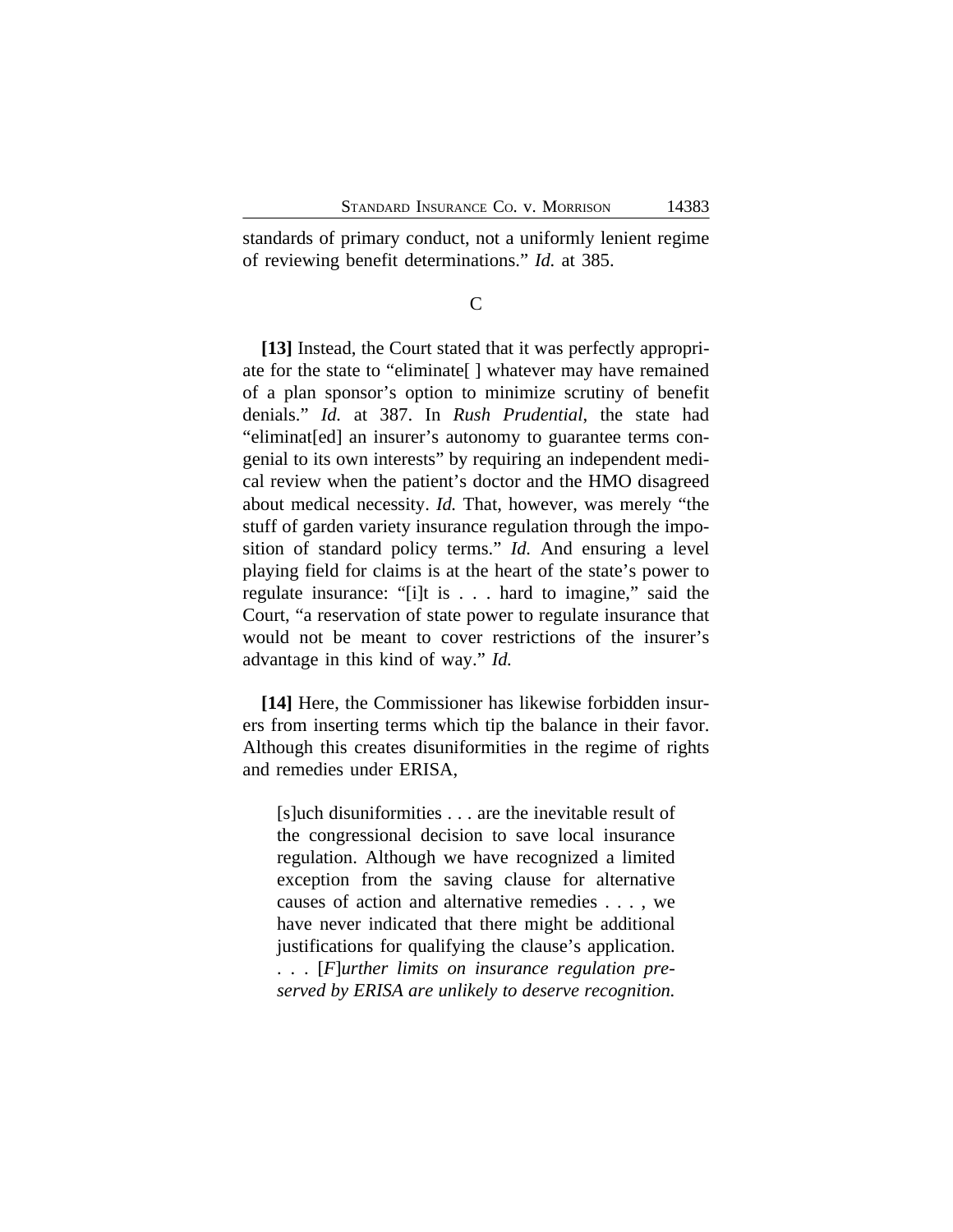standards of primary conduct, not a uniformly lenient regime of reviewing benefit determinations." *Id.* at 385.

C

**[13]** Instead, the Court stated that it was perfectly appropriate for the state to "eliminate[ ] whatever may have remained of a plan sponsor's option to minimize scrutiny of benefit denials." *Id.* at 387. In *Rush Prudential*, the state had "eliminat[ed] an insurer's autonomy to guarantee terms congenial to its own interests" by requiring an independent medical review when the patient's doctor and the HMO disagreed about medical necessity. *Id.* That, however, was merely "the stuff of garden variety insurance regulation through the imposition of standard policy terms." *Id.* And ensuring a level playing field for claims is at the heart of the state's power to regulate insurance: "[i]t is . . . hard to imagine," said the Court, "a reservation of state power to regulate insurance that would not be meant to cover restrictions of the insurer's advantage in this kind of way." *Id.*

**[14]** Here, the Commissioner has likewise forbidden insurers from inserting terms which tip the balance in their favor. Although this creates disuniformities in the regime of rights and remedies under ERISA,

> [s]uch disuniformities . . . are the inevitable result of the congressional decision to save local insurance regulation. Although we have recognized a limited exception from the saving clause for alternative causes of action and alternative remedies . . . , we have never indicated that there might be additional justifications for qualifying the clause's application. . . . [*F*]*urther limits on insurance regulation preserved by ERISA are unlikely to deserve recognition.*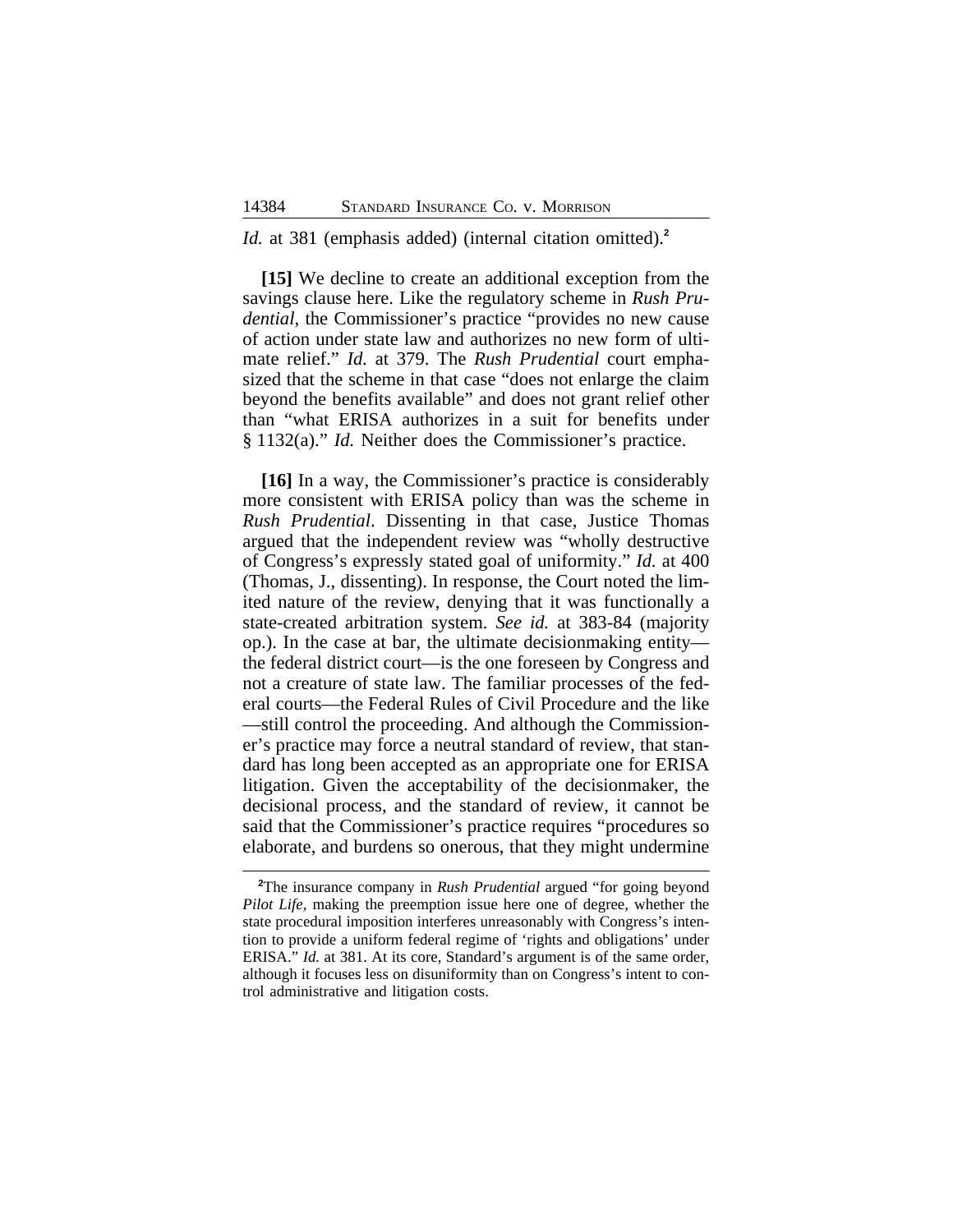*Id.* at 381 (emphasis added) (internal citation omitted).[2]

**[15]** We decline to create an additional exception from the savings clause here. Like the regulatory scheme in *Rush Prudential*, the Commissioner's practice "provides no new cause of action under state law and authorizes no new form of ultimate relief." *Id.* at 379. The *Rush Prudential* court emphasized that the scheme in that case "does not enlarge the claim beyond the benefits available" and does not grant relief other than "what ERISA authorizes in a suit for benefits under § 1132(a)." *Id.* Neither does the Commissioner's practice.

**[16]** In a way, the Commissioner's practice is considerably more consistent with ERISA policy than was the scheme in *Rush Prudential*. Dissenting in that case, Justice Thomas argued that the independent review was "wholly destructive of Congress's expressly stated goal of uniformity." *Id.* at 400 (Thomas, J., dissenting). In response, the Court noted the limited nature of the review, denying that it was functionally a state-created arbitration system. *See id.* at 383-84 (majority op.). In the case at bar, the ultimate decisionmaking entity—the federal district court—is the one foreseen by Congress and not a creature of state law. The familiar processes of the federal courts—the Federal Rules of Civil Procedure and the like—still control the proceeding. And although the Commissioner's practice may force a neutral standard of review, that standard has long been accepted as an appropriate one for ERISA litigation. Given the acceptability of the decisionmaker, the decisional process, and the standard of review, it cannot be said that the Commissioner's practice requires "procedures so elaborate, and burdens so onerous, that they might undermine

---

[2] The insurance company in *Rush Prudential* argued "for going beyond *Pilot Life*, making the preemption issue here one of degree, whether the state procedural imposition interferes unreasonably with Congress's intention to provide a uniform federal regime of 'rights and obligations' under ERISA." *Id.* at 381. At its core, Standard's argument is of the same order, although it focuses less on disuniformity than on Congress's intent to control administrative and litigation costs.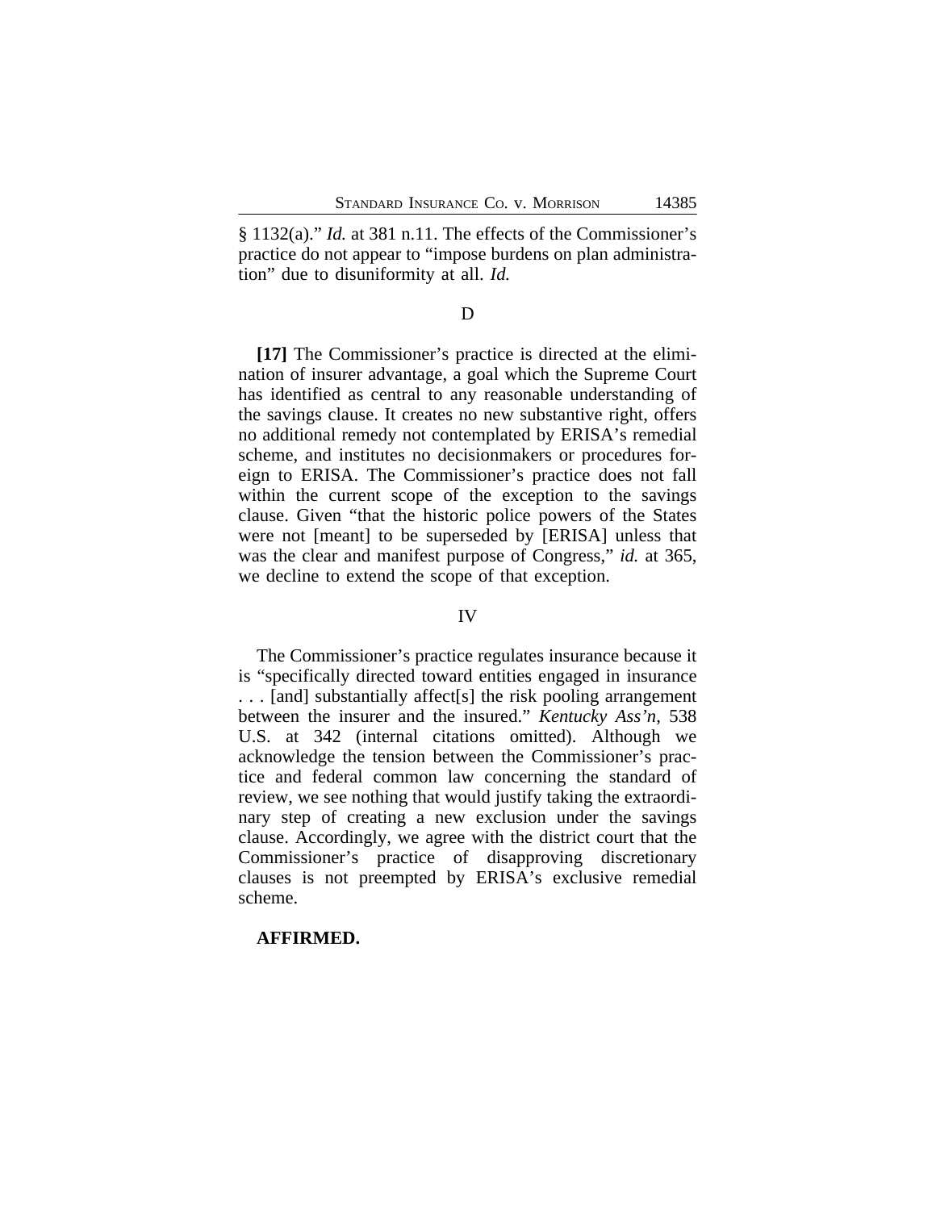§ 1132(a)." *Id.* at 381 n.11. The effects of the Commissioner's practice do not appear to "impose burdens on plan administration" due to disuniformity at all. *Id.*

D

**[17]** The Commissioner's practice is directed at the elimination of insurer advantage, a goal which the Supreme Court has identified as central to any reasonable understanding of the savings clause. It creates no new substantive right, offers no additional remedy not contemplated by ERISA's remedial scheme, and institutes no decisionmakers or procedures foreign to ERISA. The Commissioner's practice does not fall within the current scope of the exception to the savings clause. Given "that the historic police powers of the States were not [meant] to be superseded by [ERISA] unless that was the clear and manifest purpose of Congress," *id.* at 365, we decline to extend the scope of that exception.

IV

The Commissioner's practice regulates insurance because it is "specifically directed toward entities engaged in insurance . . . [and] substantially affect[s] the risk pooling arrangement between the insurer and the insured." *Kentucky Ass'n*, 538 U.S. at 342 (internal citations omitted). Although we acknowledge the tension between the Commissioner's practice and federal common law concerning the standard of review, we see nothing that would justify taking the extraordinary step of creating a new exclusion under the savings clause. Accordingly, we agree with the district court that the Commissioner's practice of disapproving discretionary clauses is not preempted by ERISA's exclusive remedial scheme.

**AFFIRMED.**